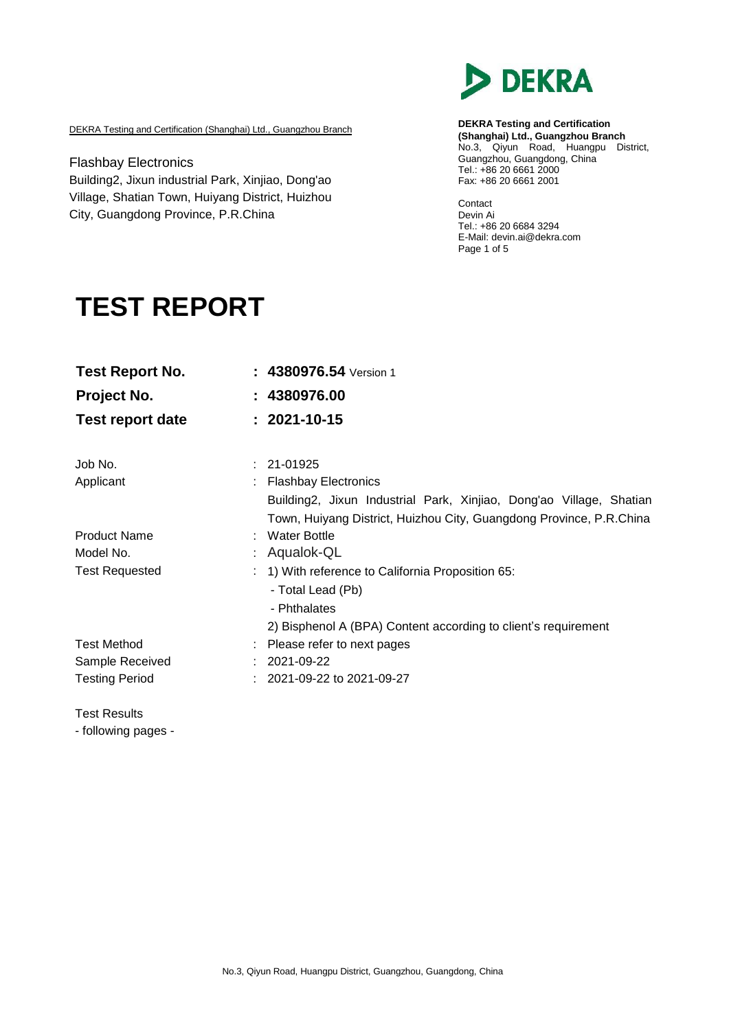DEKRA Testing and Certification (Shanghai) Ltd., Guangzhou Branch

Flashbay Electronics
Building2, Jixun industrial Park, Xinjiao, Dong'ao Village, Shatian Town, Huiyang District, Huizhou City, Guangdong Province, P.R.China

**DEKRA Testing and Certification (Shanghai) Ltd., Guangzhou Branch**
No.3, Qiyun Road, Huangpu District, Guangzhou, Guangdong, China
Tel.: +86 20 6661 2000
Fax: +86 20 6661 2001

Contact
Devin Ai
Tel.: +86 20 6684 3294
E-Mail: devin.ai@dekra.com

# TEST REPORT

| | | |
|---|---|---|
| **Test Report No.** | : | **4380976.54** Version 1 |
| **Project No.** | : | **4380976.00** |
| **Test report date** | : | **2021-10-15** |

| | | |
|---|---|---|
| Job No. | : | 21-01925 |
| Applicant | : | Flashbay Electronics<br>Building2, Jixun Industrial Park, Xinjiao, Dong'ao Village, Shatian Town, Huiyang District, Huizhou City, Guangdong Province, P.R.China |
| Product Name | : | Water Bottle |
| Model No. | : | Aqualok-QL |
| Test Requested | : | 1) With reference to California Proposition 65:<br>- Total Lead (Pb)<br>- Phthalates<br>2) Bisphenol A (BPA) Content according to client's requirement |
| Test Method | : | Please refer to next pages |
| Sample Received | : | 2021-09-22 |
| Testing Period | : | 2021-09-22 to 2021-09-27 |

Test Results
- following pages -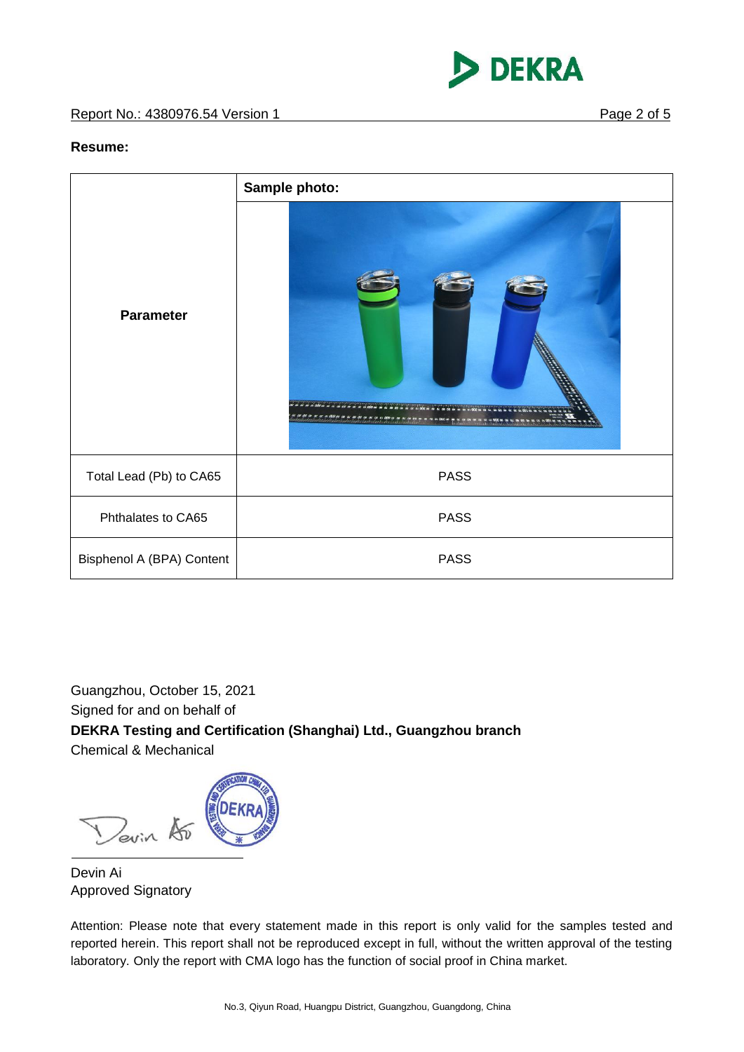Report No.: 4380976.54 Version 1

**Resume:**

| **Parameter** | **Sample photo:** |
| --- | --- |
| Total Lead (Pb) to CA65 | PASS |
| Phthalates to CA65 | PASS |
| Bisphenol A (BPA) Content | PASS |

Guangzhou, October 15, 2021
Signed for and on behalf of
**DEKRA Testing and Certification (Shanghai) Ltd., Guangzhou branch**
Chemical & Mechanical

Devin Ai
Approved Signatory

Attention: Please note that every statement made in this report is only valid for the samples tested and reported herein. This report shall not be reproduced except in full, without the written approval of the testing laboratory. Only the report with CMA logo has the function of social proof in China market.

No.3, Qiyun Road, Huangpu District, Guangzhou, Guangdong, China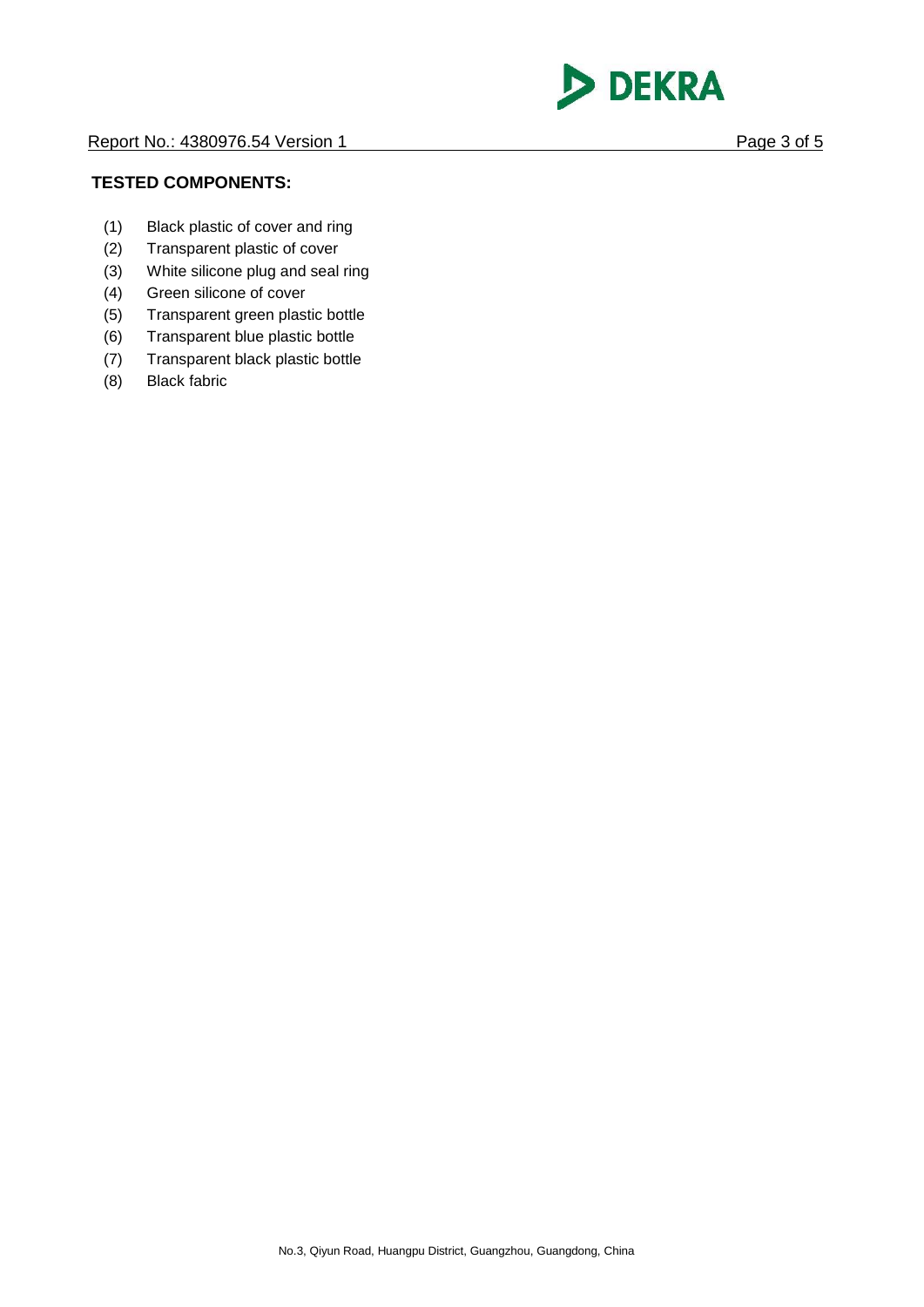**TESTED COMPONENTS:**

(1) Black plastic of cover and ring
(2) Transparent plastic of cover
(3) White silicone plug and seal ring
(4) Green silicone of cover
(5) Transparent green plastic bottle
(6) Transparent blue plastic bottle
(7) Transparent black plastic bottle
(8) Black fabric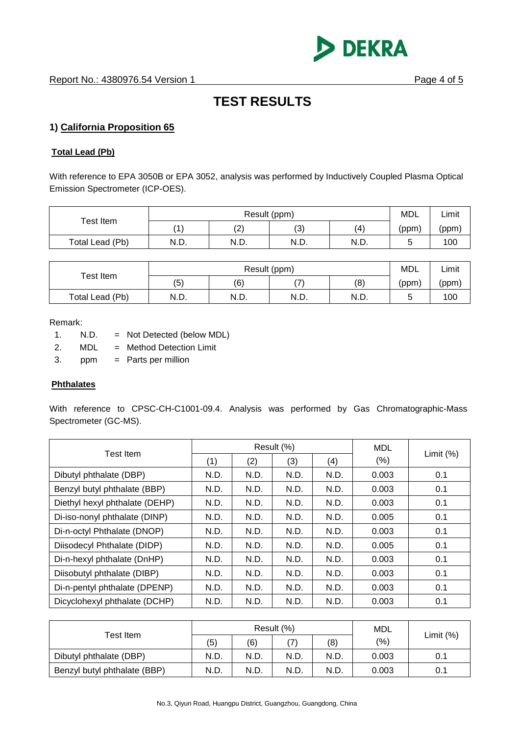# TEST RESULTS

## 1) California Proposition 65

### Total Lead (Pb)

With reference to EPA 3050B or EPA 3052, analysis was performed by Inductively Coupled Plasma Optical Emission Spectrometer (ICP-OES).

| Test Item | Result (ppm) | | | | MDL | Limit |
|---|---|---|---|---|---|---|
| | (1) | (2) | (3) | (4) | (ppm) | (ppm) |
| Total Lead (Pb) | N.D. | N.D. | N.D. | N.D. | 5 | 100 |

| Test Item | Result (ppm) | | | | MDL | Limit |
|---|---|---|---|---|---|---|
| | (5) | (6) | (7) | (8) | (ppm) | (ppm) |
| Total Lead (Pb) | N.D. | N.D. | N.D. | N.D. | 5 | 100 |

Remark:

1. N.D. = Not Detected (below MDL)
2. MDL = Method Detection Limit
3. ppm = Parts per million

### Phthalates

With reference to CPSC-CH-C1001-09.4. Analysis was performed by Gas Chromatographic-Mass Spectrometer (GC-MS).

| Test Item | Result (%) | | | | MDL (%) | Limit (%) |
|---|---|---|---|---|---|---|
| | (1) | (2) | (3) | (4) | | |
| Dibutyl phthalate (DBP) | N.D. | N.D. | N.D. | N.D. | 0.003 | 0.1 |
| Benzyl butyl phthalate (BBP) | N.D. | N.D. | N.D. | N.D. | 0.003 | 0.1 |
| Diethyl hexyl phthalate (DEHP) | N.D. | N.D. | N.D. | N.D. | 0.003 | 0.1 |
| Di-iso-nonyl phthalate (DINP) | N.D. | N.D. | N.D. | N.D. | 0.005 | 0.1 |
| Di-n-octyl Phthalate (DNOP) | N.D. | N.D. | N.D. | N.D. | 0.003 | 0.1 |
| Diisodecyl Phthalate (DIDP) | N.D. | N.D. | N.D. | N.D. | 0.005 | 0.1 |
| Di-n-hexyl phthalate (DnHP) | N.D. | N.D. | N.D. | N.D. | 0.003 | 0.1 |
| Diisobutyl phthalate (DIBP) | N.D. | N.D. | N.D. | N.D. | 0.003 | 0.1 |
| Di-n-pentyl phthalate (DPENP) | N.D. | N.D. | N.D. | N.D. | 0.003 | 0.1 |
| Dicyclohexyl phthalate (DCHP) | N.D. | N.D. | N.D. | N.D. | 0.003 | 0.1 |

| Test Item | Result (%) | | | | MDL (%) | Limit (%) |
|---|---|---|---|---|---|---|
| | (5) | (6) | (7) | (8) | | |
| Dibutyl phthalate (DBP) | N.D. | N.D. | N.D. | N.D. | 0.003 | 0.1 |
| Benzyl butyl phthalate (BBP) | N.D. | N.D. | N.D. | N.D. | 0.003 | 0.1 |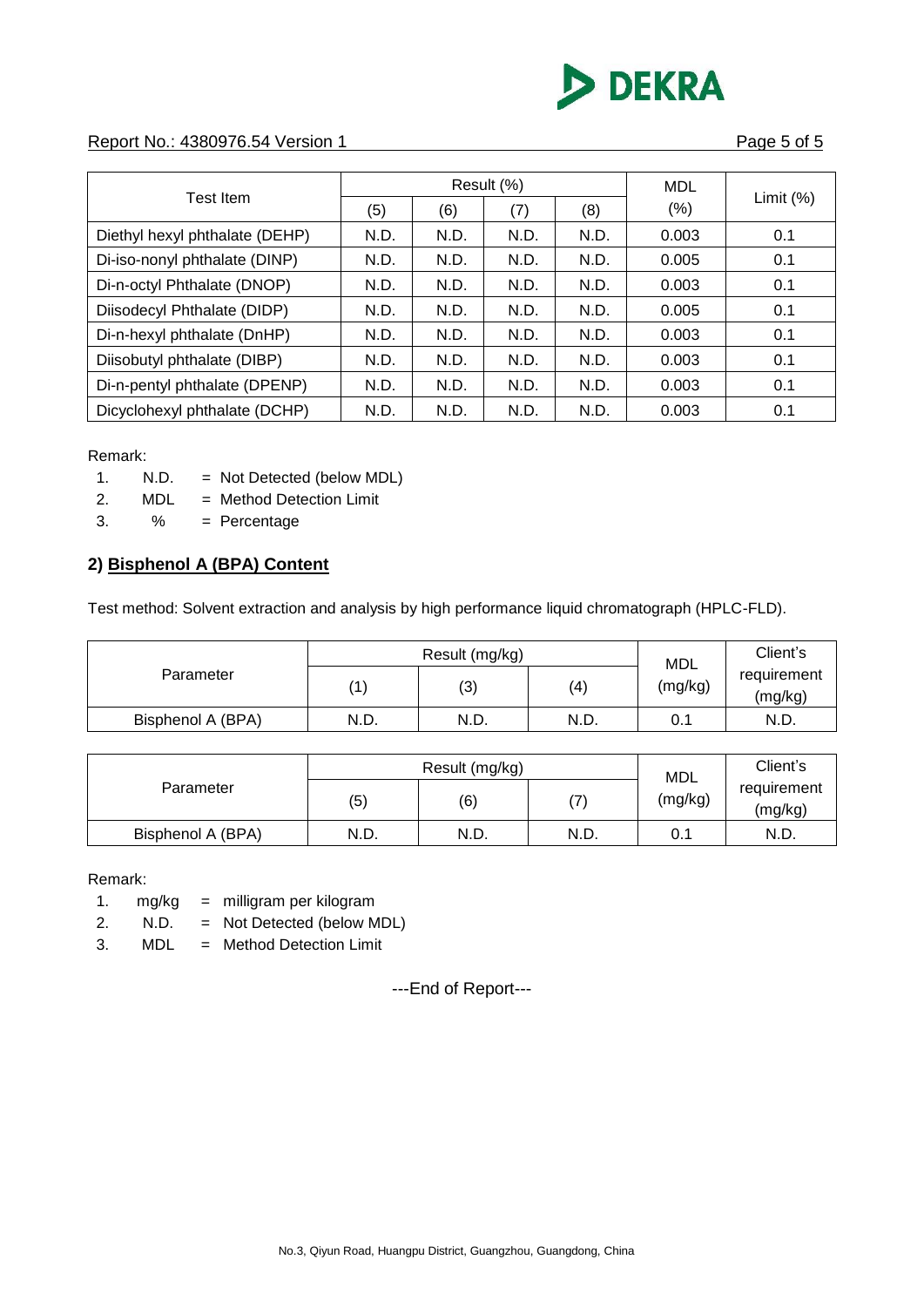| Test Item | Result (%) | | | | MDL (%) | Limit (%) |
|---|---|---|---|---|---|---|
| | (5) | (6) | (7) | (8) | | |
| Diethyl hexyl phthalate (DEHP) | N.D. | N.D. | N.D. | N.D. | 0.003 | 0.1 |
| Di-iso-nonyl phthalate (DINP) | N.D. | N.D. | N.D. | N.D. | 0.005 | 0.1 |
| Di-n-octyl Phthalate (DNOP) | N.D. | N.D. | N.D. | N.D. | 0.003 | 0.1 |
| Diisodecyl Phthalate (DIDP) | N.D. | N.D. | N.D. | N.D. | 0.005 | 0.1 |
| Di-n-hexyl phthalate (DnHP) | N.D. | N.D. | N.D. | N.D. | 0.003 | 0.1 |
| Diisobutyl phthalate (DIBP) | N.D. | N.D. | N.D. | N.D. | 0.003 | 0.1 |
| Di-n-pentyl phthalate (DPENP) | N.D. | N.D. | N.D. | N.D. | 0.003 | 0.1 |
| Dicyclohexyl phthalate (DCHP) | N.D. | N.D. | N.D. | N.D. | 0.003 | 0.1 |

Remark:

1. N.D. = Not Detected (below MDL)
2. MDL = Method Detection Limit
3. % = Percentage

## 2) Bisphenol A (BPA) Content

Test method: Solvent extraction and analysis by high performance liquid chromatograph (HPLC-FLD).

| Parameter | Result (mg/kg) | | | MDL (mg/kg) | Client's requirement (mg/kg) |
|---|---|---|---|---|---|
| | (1) | (3) | (4) | | |
| Bisphenol A (BPA) | N.D. | N.D. | N.D. | 0.1 | N.D. |

| Parameter | Result (mg/kg) | | | MDL (mg/kg) | Client's requirement (mg/kg) |
|---|---|---|---|---|---|
| | (5) | (6) | (7) | | |
| Bisphenol A (BPA) | N.D. | N.D. | N.D. | 0.1 | N.D. |

Remark:

1. mg/kg = milligram per kilogram
2. N.D. = Not Detected (below MDL)
3. MDL = Method Detection Limit

---End of Report---

No.3, Qiyun Road, Huangpu District, Guangzhou, Guangdong, China